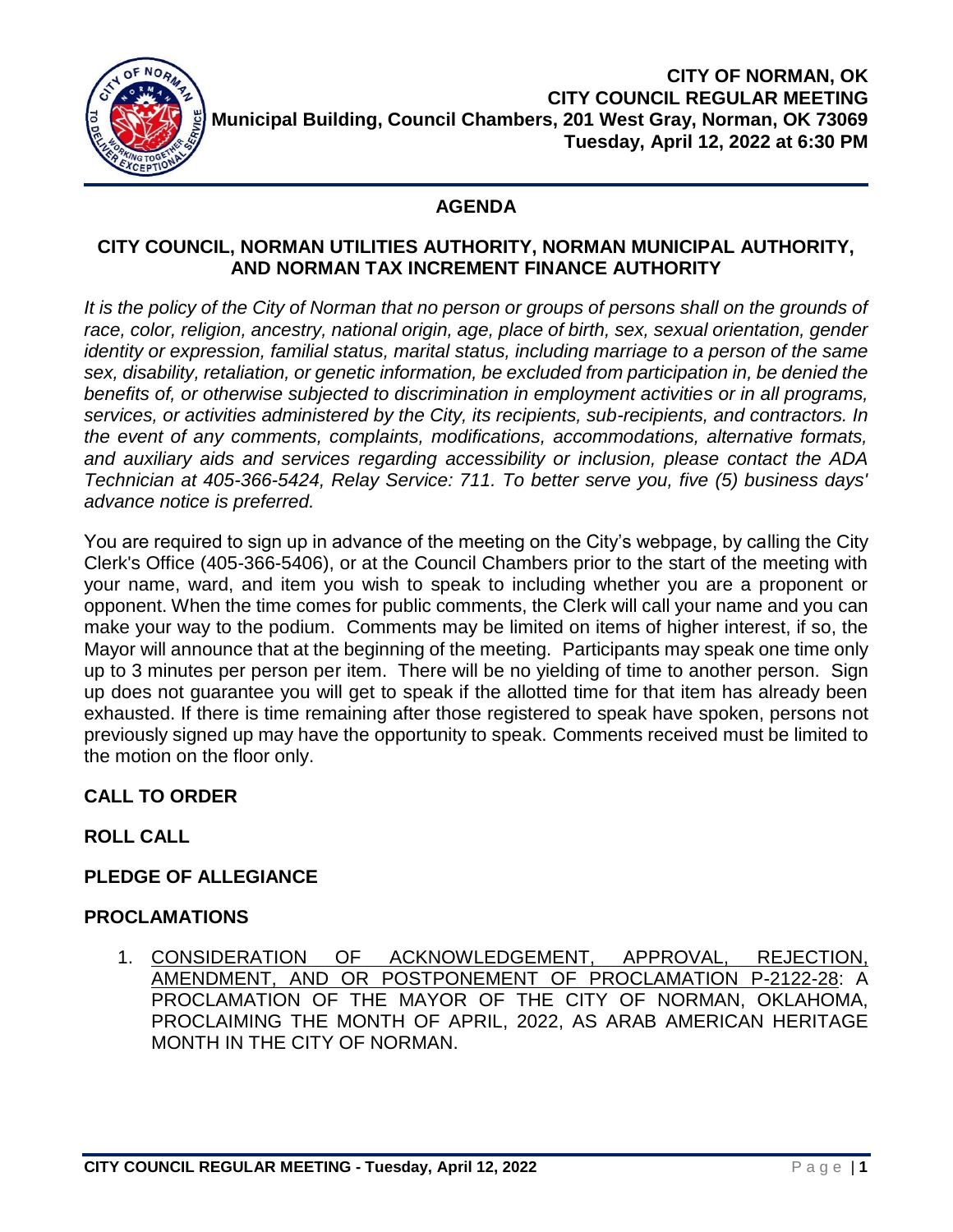**CITY OF NORMAN, OK**
**CITY COUNCIL REGULAR MEETING**
**Municipal Building, Council Chambers, 201 West Gray, Norman, OK 73069**
**Tuesday, April 12, 2022 at 6:30 PM**

# AGENDA

## CITY COUNCIL, NORMAN UTILITIES AUTHORITY, NORMAN MUNICIPAL AUTHORITY, AND NORMAN TAX INCREMENT FINANCE AUTHORITY

*It is the policy of the City of Norman that no person or groups of persons shall on the grounds of race, color, religion, ancestry, national origin, age, place of birth, sex, sexual orientation, gender identity or expression, familial status, marital status, including marriage to a person of the same sex, disability, retaliation, or genetic information, be excluded from participation in, be denied the benefits of, or otherwise subjected to discrimination in employment activities or in all programs, services, or activities administered by the City, its recipients, sub-recipients, and contractors. In the event of any comments, complaints, modifications, accommodations, alternative formats, and auxiliary aids and services regarding accessibility or inclusion, please contact the ADA Technician at 405-366-5424, Relay Service: 711. To better serve you, five (5) business days' advance notice is preferred.*

You are required to sign up in advance of the meeting on the City's webpage, by calling the City Clerk's Office (405-366-5406), or at the Council Chambers prior to the start of the meeting with your name, ward, and item you wish to speak to including whether you are a proponent or opponent. When the time comes for public comments, the Clerk will call your name and you can make your way to the podium. Comments may be limited on items of higher interest, if so, the Mayor will announce that at the beginning of the meeting. Participants may speak one time only up to 3 minutes per person per item. There will be no yielding of time to another person. Sign up does not guarantee you will get to speak if the allotted time for that item has already been exhausted. If there is time remaining after those registered to speak have spoken, persons not previously signed up may have the opportunity to speak. Comments received must be limited to the motion on the floor only.

**CALL TO ORDER**

**ROLL CALL**

**PLEDGE OF ALLEGIANCE**

**PROCLAMATIONS**

1. CONSIDERATION OF ACKNOWLEDGEMENT, APPROVAL, REJECTION, AMENDMENT, AND OR POSTPONEMENT OF PROCLAMATION P-2122-28: A PROCLAMATION OF THE MAYOR OF THE CITY OF NORMAN, OKLAHOMA, PROCLAIMING THE MONTH OF APRIL, 2022, AS ARAB AMERICAN HERITAGE MONTH IN THE CITY OF NORMAN.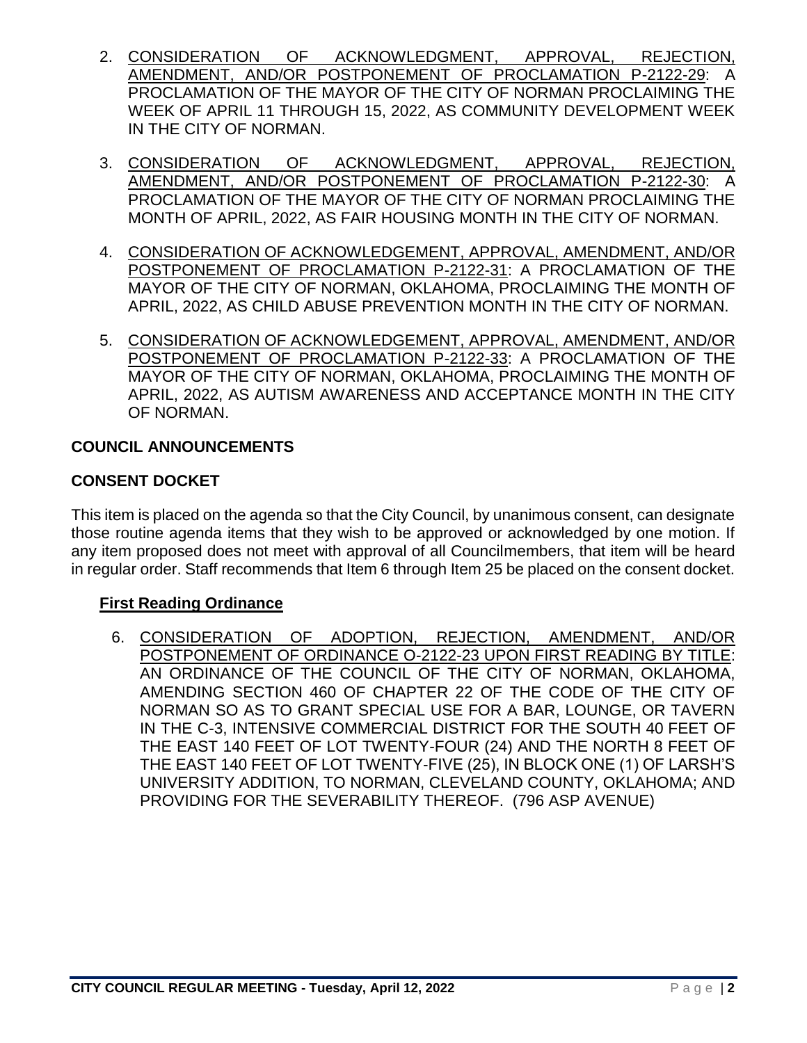2. CONSIDERATION OF ACKNOWLEDGMENT, APPROVAL, REJECTION, AMENDMENT, AND/OR POSTPONEMENT OF PROCLAMATION P-2122-29: A PROCLAMATION OF THE MAYOR OF THE CITY OF NORMAN PROCLAIMING THE WEEK OF APRIL 11 THROUGH 15, 2022, AS COMMUNITY DEVELOPMENT WEEK IN THE CITY OF NORMAN.

3. CONSIDERATION OF ACKNOWLEDGMENT, APPROVAL, REJECTION, AMENDMENT, AND/OR POSTPONEMENT OF PROCLAMATION P-2122-30: A PROCLAMATION OF THE MAYOR OF THE CITY OF NORMAN PROCLAIMING THE MONTH OF APRIL, 2022, AS FAIR HOUSING MONTH IN THE CITY OF NORMAN.

4. CONSIDERATION OF ACKNOWLEDGEMENT, APPROVAL, AMENDMENT, AND/OR POSTPONEMENT OF PROCLAMATION P-2122-31: A PROCLAMATION OF THE MAYOR OF THE CITY OF NORMAN, OKLAHOMA, PROCLAIMING THE MONTH OF APRIL, 2022, AS CHILD ABUSE PREVENTION MONTH IN THE CITY OF NORMAN.

5. CONSIDERATION OF ACKNOWLEDGEMENT, APPROVAL, AMENDMENT, AND/OR POSTPONEMENT OF PROCLAMATION P-2122-33: A PROCLAMATION OF THE MAYOR OF THE CITY OF NORMAN, OKLAHOMA, PROCLAIMING THE MONTH OF APRIL, 2022, AS AUTISM AWARENESS AND ACCEPTANCE MONTH IN THE CITY OF NORMAN.

**COUNCIL ANNOUNCEMENTS**

**CONSENT DOCKET**

This item is placed on the agenda so that the City Council, by unanimous consent, can designate those routine agenda items that they wish to be approved or acknowledged by one motion. If any item proposed does not meet with approval of all Councilmembers, that item will be heard in regular order. Staff recommends that Item 6 through Item 25 be placed on the consent docket.

**First Reading Ordinance**

6. CONSIDERATION OF ADOPTION, REJECTION, AMENDMENT, AND/OR POSTPONEMENT OF ORDINANCE O-2122-23 UPON FIRST READING BY TITLE: AN ORDINANCE OF THE COUNCIL OF THE CITY OF NORMAN, OKLAHOMA, AMENDING SECTION 460 OF CHAPTER 22 OF THE CODE OF THE CITY OF NORMAN SO AS TO GRANT SPECIAL USE FOR A BAR, LOUNGE, OR TAVERN IN THE C-3, INTENSIVE COMMERCIAL DISTRICT FOR THE SOUTH 40 FEET OF THE EAST 140 FEET OF LOT TWENTY-FOUR (24) AND THE NORTH 8 FEET OF THE EAST 140 FEET OF LOT TWENTY-FIVE (25), IN BLOCK ONE (1) OF LARSH'S UNIVERSITY ADDITION, TO NORMAN, CLEVELAND COUNTY, OKLAHOMA; AND PROVIDING FOR THE SEVERABILITY THEREOF. (796 ASP AVENUE)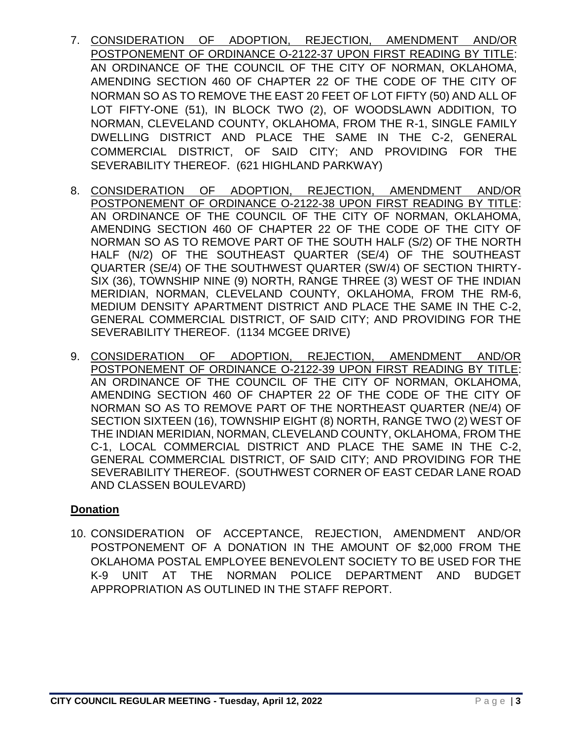7. CONSIDERATION OF ADOPTION, REJECTION, AMENDMENT AND/OR POSTPONEMENT OF ORDINANCE O-2122-37 UPON FIRST READING BY TITLE: AN ORDINANCE OF THE COUNCIL OF THE CITY OF NORMAN, OKLAHOMA, AMENDING SECTION 460 OF CHAPTER 22 OF THE CODE OF THE CITY OF NORMAN SO AS TO REMOVE THE EAST 20 FEET OF LOT FIFTY (50) AND ALL OF LOT FIFTY-ONE (51), IN BLOCK TWO (2), OF WOODSLAWN ADDITION, TO NORMAN, CLEVELAND COUNTY, OKLAHOMA, FROM THE R-1, SINGLE FAMILY DWELLING DISTRICT AND PLACE THE SAME IN THE C-2, GENERAL COMMERCIAL DISTRICT, OF SAID CITY; AND PROVIDING FOR THE SEVERABILITY THEREOF. (621 HIGHLAND PARKWAY)

8. CONSIDERATION OF ADOPTION, REJECTION, AMENDMENT AND/OR POSTPONEMENT OF ORDINANCE O-2122-38 UPON FIRST READING BY TITLE: AN ORDINANCE OF THE COUNCIL OF THE CITY OF NORMAN, OKLAHOMA, AMENDING SECTION 460 OF CHAPTER 22 OF THE CODE OF THE CITY OF NORMAN SO AS TO REMOVE PART OF THE SOUTH HALF (S/2) OF THE NORTH HALF (N/2) OF THE SOUTHEAST QUARTER (SE/4) OF THE SOUTHEAST QUARTER (SE/4) OF THE SOUTHWEST QUARTER (SW/4) OF SECTION THIRTY-SIX (36), TOWNSHIP NINE (9) NORTH, RANGE THREE (3) WEST OF THE INDIAN MERIDIAN, NORMAN, CLEVELAND COUNTY, OKLAHOMA, FROM THE RM-6, MEDIUM DENSITY APARTMENT DISTRICT AND PLACE THE SAME IN THE C-2, GENERAL COMMERCIAL DISTRICT, OF SAID CITY; AND PROVIDING FOR THE SEVERABILITY THEREOF. (1134 MCGEE DRIVE)

9. CONSIDERATION OF ADOPTION, REJECTION, AMENDMENT AND/OR POSTPONEMENT OF ORDINANCE O-2122-39 UPON FIRST READING BY TITLE: AN ORDINANCE OF THE COUNCIL OF THE CITY OF NORMAN, OKLAHOMA, AMENDING SECTION 460 OF CHAPTER 22 OF THE CODE OF THE CITY OF NORMAN SO AS TO REMOVE PART OF THE NORTHEAST QUARTER (NE/4) OF SECTION SIXTEEN (16), TOWNSHIP EIGHT (8) NORTH, RANGE TWO (2) WEST OF THE INDIAN MERIDIAN, NORMAN, CLEVELAND COUNTY, OKLAHOMA, FROM THE C-1, LOCAL COMMERCIAL DISTRICT AND PLACE THE SAME IN THE C-2, GENERAL COMMERCIAL DISTRICT, OF SAID CITY; AND PROVIDING FOR THE SEVERABILITY THEREOF. (SOUTHWEST CORNER OF EAST CEDAR LANE ROAD AND CLASSEN BOULEVARD)

**Donation**

10. CONSIDERATION OF ACCEPTANCE, REJECTION, AMENDMENT AND/OR POSTPONEMENT OF A DONATION IN THE AMOUNT OF $2,000 FROM THE OKLAHOMA POSTAL EMPLOYEE BENEVOLENT SOCIETY TO BE USED FOR THE K-9 UNIT AT THE NORMAN POLICE DEPARTMENT AND BUDGET APPROPRIATION AS OUTLINED IN THE STAFF REPORT.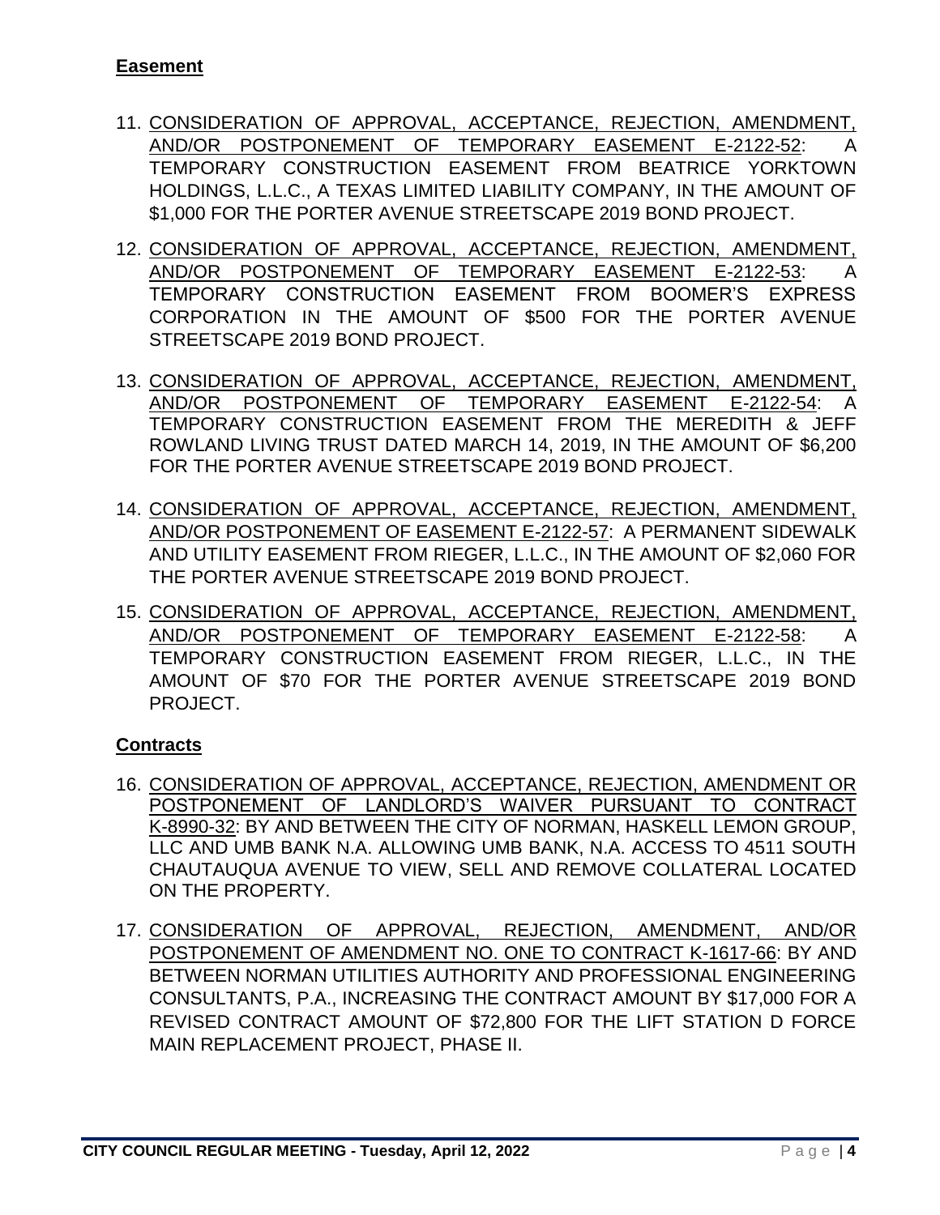## **Easement**

11. CONSIDERATION OF APPROVAL, ACCEPTANCE, REJECTION, AMENDMENT, AND/OR POSTPONEMENT OF TEMPORARY EASEMENT E-2122-52: A TEMPORARY CONSTRUCTION EASEMENT FROM BEATRICE YORKTOWN HOLDINGS, L.L.C., A TEXAS LIMITED LIABILITY COMPANY, IN THE AMOUNT OF $1,000 FOR THE PORTER AVENUE STREETSCAPE 2019 BOND PROJECT.

12. CONSIDERATION OF APPROVAL, ACCEPTANCE, REJECTION, AMENDMENT, AND/OR POSTPONEMENT OF TEMPORARY EASEMENT E-2122-53: A TEMPORARY CONSTRUCTION EASEMENT FROM BOOMER'S EXPRESS CORPORATION IN THE AMOUNT OF $500 FOR THE PORTER AVENUE STREETSCAPE 2019 BOND PROJECT.

13. CONSIDERATION OF APPROVAL, ACCEPTANCE, REJECTION, AMENDMENT, AND/OR POSTPONEMENT OF TEMPORARY EASEMENT E-2122-54: A TEMPORARY CONSTRUCTION EASEMENT FROM THE MEREDITH & JEFF ROWLAND LIVING TRUST DATED MARCH 14, 2019, IN THE AMOUNT OF $6,200 FOR THE PORTER AVENUE STREETSCAPE 2019 BOND PROJECT.

14. CONSIDERATION OF APPROVAL, ACCEPTANCE, REJECTION, AMENDMENT, AND/OR POSTPONEMENT OF EASEMENT E-2122-57: A PERMANENT SIDEWALK AND UTILITY EASEMENT FROM RIEGER, L.L.C., IN THE AMOUNT OF $2,060 FOR THE PORTER AVENUE STREETSCAPE 2019 BOND PROJECT.

15. CONSIDERATION OF APPROVAL, ACCEPTANCE, REJECTION, AMENDMENT, AND/OR POSTPONEMENT OF TEMPORARY EASEMENT E-2122-58: A TEMPORARY CONSTRUCTION EASEMENT FROM RIEGER, L.L.C., IN THE AMOUNT OF $70 FOR THE PORTER AVENUE STREETSCAPE 2019 BOND PROJECT.

## **Contracts**

16. CONSIDERATION OF APPROVAL, ACCEPTANCE, REJECTION, AMENDMENT OR POSTPONEMENT OF LANDLORD'S WAIVER PURSUANT TO CONTRACT K-8990-32: BY AND BETWEEN THE CITY OF NORMAN, HASKELL LEMON GROUP, LLC AND UMB BANK N.A. ALLOWING UMB BANK, N.A. ACCESS TO 4511 SOUTH CHAUTAUQUA AVENUE TO VIEW, SELL AND REMOVE COLLATERAL LOCATED ON THE PROPERTY.

17. CONSIDERATION OF APPROVAL, REJECTION, AMENDMENT, AND/OR POSTPONEMENT OF AMENDMENT NO. ONE TO CONTRACT K-1617-66: BY AND BETWEEN NORMAN UTILITIES AUTHORITY AND PROFESSIONAL ENGINEERING CONSULTANTS, P.A., INCREASING THE CONTRACT AMOUNT BY $17,000 FOR A REVISED CONTRACT AMOUNT OF $72,800 FOR THE LIFT STATION D FORCE MAIN REPLACEMENT PROJECT, PHASE II.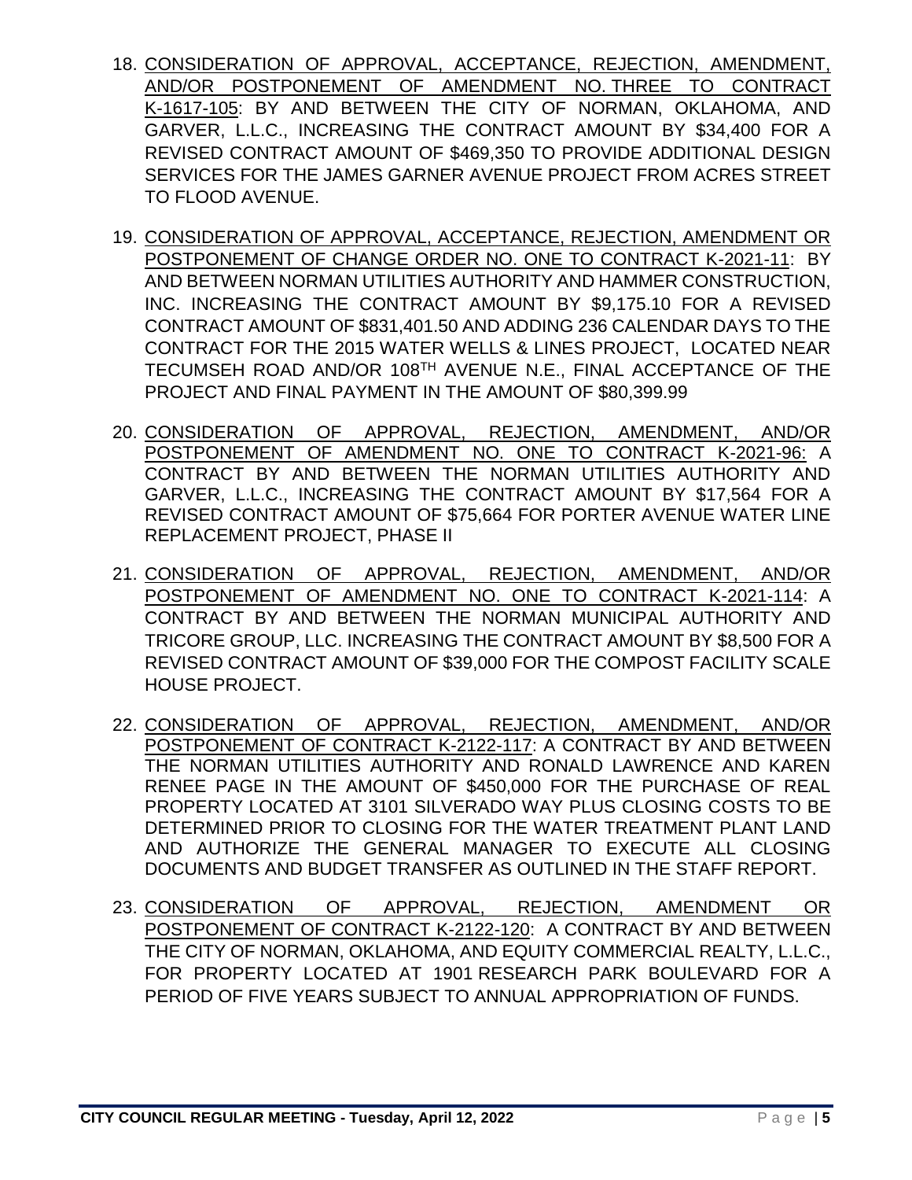18. CONSIDERATION OF APPROVAL, ACCEPTANCE, REJECTION, AMENDMENT, AND/OR POSTPONEMENT OF AMENDMENT NO. THREE TO CONTRACT K-1617-105: BY AND BETWEEN THE CITY OF NORMAN, OKLAHOMA, AND GARVER, L.L.C., INCREASING THE CONTRACT AMOUNT BY $34,400 FOR A REVISED CONTRACT AMOUNT OF $469,350 TO PROVIDE ADDITIONAL DESIGN SERVICES FOR THE JAMES GARNER AVENUE PROJECT FROM ACRES STREET TO FLOOD AVENUE.

19. CONSIDERATION OF APPROVAL, ACCEPTANCE, REJECTION, AMENDMENT OR POSTPONEMENT OF CHANGE ORDER NO. ONE TO CONTRACT K-2021-11: BY AND BETWEEN NORMAN UTILITIES AUTHORITY AND HAMMER CONSTRUCTION, INC. INCREASING THE CONTRACT AMOUNT BY $9,175.10 FOR A REVISED CONTRACT AMOUNT OF $831,401.50 AND ADDING 236 CALENDAR DAYS TO THE CONTRACT FOR THE 2015 WATER WELLS & LINES PROJECT, LOCATED NEAR TECUMSEH ROAD AND/OR 108TH AVENUE N.E., FINAL ACCEPTANCE OF THE PROJECT AND FINAL PAYMENT IN THE AMOUNT OF $80,399.99

20. CONSIDERATION OF APPROVAL, REJECTION, AMENDMENT, AND/OR POSTPONEMENT OF AMENDMENT NO. ONE TO CONTRACT K-2021-96: A CONTRACT BY AND BETWEEN THE NORMAN UTILITIES AUTHORITY AND GARVER, L.L.C., INCREASING THE CONTRACT AMOUNT BY $17,564 FOR A REVISED CONTRACT AMOUNT OF $75,664 FOR PORTER AVENUE WATER LINE REPLACEMENT PROJECT, PHASE II

21. CONSIDERATION OF APPROVAL, REJECTION, AMENDMENT, AND/OR POSTPONEMENT OF AMENDMENT NO. ONE TO CONTRACT K-2021-114: A CONTRACT BY AND BETWEEN THE NORMAN MUNICIPAL AUTHORITY AND TRICORE GROUP, LLC. INCREASING THE CONTRACT AMOUNT BY $8,500 FOR A REVISED CONTRACT AMOUNT OF $39,000 FOR THE COMPOST FACILITY SCALE HOUSE PROJECT.

22. CONSIDERATION OF APPROVAL, REJECTION, AMENDMENT, AND/OR POSTPONEMENT OF CONTRACT K-2122-117: A CONTRACT BY AND BETWEEN THE NORMAN UTILITIES AUTHORITY AND RONALD LAWRENCE AND KAREN RENEE PAGE IN THE AMOUNT OF $450,000 FOR THE PURCHASE OF REAL PROPERTY LOCATED AT 3101 SILVERADO WAY PLUS CLOSING COSTS TO BE DETERMINED PRIOR TO CLOSING FOR THE WATER TREATMENT PLANT LAND AND AUTHORIZE THE GENERAL MANAGER TO EXECUTE ALL CLOSING DOCUMENTS AND BUDGET TRANSFER AS OUTLINED IN THE STAFF REPORT.

23. CONSIDERATION OF APPROVAL, REJECTION, AMENDMENT OR POSTPONEMENT OF CONTRACT K-2122-120: A CONTRACT BY AND BETWEEN THE CITY OF NORMAN, OKLAHOMA, AND EQUITY COMMERCIAL REALTY, L.L.C., FOR PROPERTY LOCATED AT 1901 RESEARCH PARK BOULEVARD FOR A PERIOD OF FIVE YEARS SUBJECT TO ANNUAL APPROPRIATION OF FUNDS.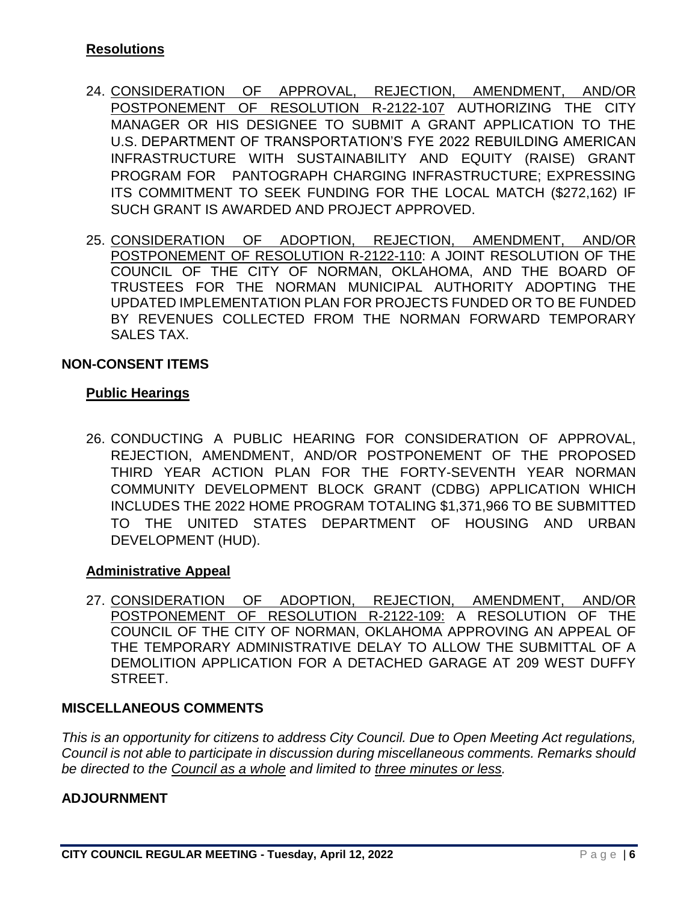### **Resolutions**

24. CONSIDERATION OF APPROVAL, REJECTION, AMENDMENT, AND/OR POSTPONEMENT OF RESOLUTION R-2122-107 AUTHORIZING THE CITY MANAGER OR HIS DESIGNEE TO SUBMIT A GRANT APPLICATION TO THE U.S. DEPARTMENT OF TRANSPORTATION'S FYE 2022 REBUILDING AMERICAN INFRASTRUCTURE WITH SUSTAINABILITY AND EQUITY (RAISE) GRANT PROGRAM FOR PANTOGRAPH CHARGING INFRASTRUCTURE; EXPRESSING ITS COMMITMENT TO SEEK FUNDING FOR THE LOCAL MATCH ($272,162) IF SUCH GRANT IS AWARDED AND PROJECT APPROVED.

25. CONSIDERATION OF ADOPTION, REJECTION, AMENDMENT, AND/OR POSTPONEMENT OF RESOLUTION R-2122-110: A JOINT RESOLUTION OF THE COUNCIL OF THE CITY OF NORMAN, OKLAHOMA, AND THE BOARD OF TRUSTEES FOR THE NORMAN MUNICIPAL AUTHORITY ADOPTING THE UPDATED IMPLEMENTATION PLAN FOR PROJECTS FUNDED OR TO BE FUNDED BY REVENUES COLLECTED FROM THE NORMAN FORWARD TEMPORARY SALES TAX.

## **NON-CONSENT ITEMS**

### **Public Hearings**

26. CONDUCTING A PUBLIC HEARING FOR CONSIDERATION OF APPROVAL, REJECTION, AMENDMENT, AND/OR POSTPONEMENT OF THE PROPOSED THIRD YEAR ACTION PLAN FOR THE FORTY-SEVENTH YEAR NORMAN COMMUNITY DEVELOPMENT BLOCK GRANT (CDBG) APPLICATION WHICH INCLUDES THE 2022 HOME PROGRAM TOTALING $1,371,966 TO BE SUBMITTED TO THE UNITED STATES DEPARTMENT OF HOUSING AND URBAN DEVELOPMENT (HUD).

### **Administrative Appeal**

27. CONSIDERATION OF ADOPTION, REJECTION, AMENDMENT, AND/OR POSTPONEMENT OF RESOLUTION R-2122-109: A RESOLUTION OF THE COUNCIL OF THE CITY OF NORMAN, OKLAHOMA APPROVING AN APPEAL OF THE TEMPORARY ADMINISTRATIVE DELAY TO ALLOW THE SUBMITTAL OF A DEMOLITION APPLICATION FOR A DETACHED GARAGE AT 209 WEST DUFFY STREET.

## **MISCELLANEOUS COMMENTS**

*This is an opportunity for citizens to address City Council. Due to Open Meeting Act regulations, Council is not able to participate in discussion during miscellaneous comments. Remarks should be directed to the Council as a whole and limited to three minutes or less.*

## **ADJOURNMENT**